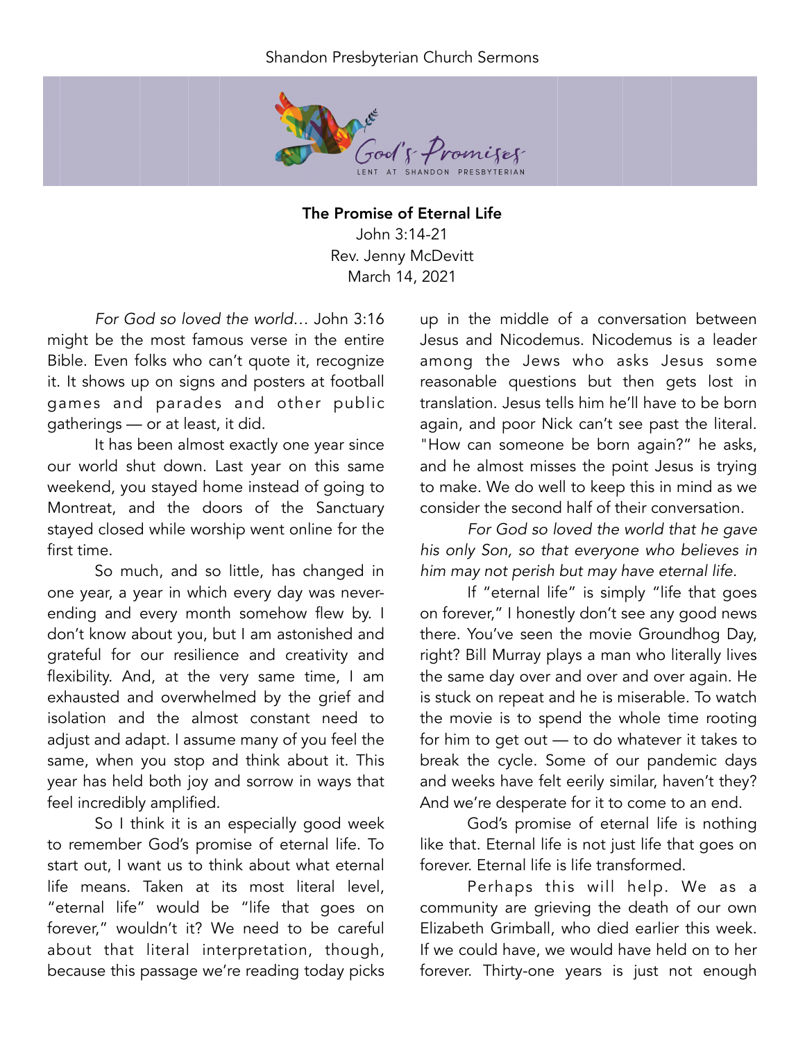# The Promise of Eternal Life

John 3:14-21
Rev. Jenny McDevitt
March 14, 2021

*For God so loved the world…* John 3:16 might be the most famous verse in the entire Bible. Even folks who can't quote it, recognize it. It shows up on signs and posters at football games and parades and other public gatherings — or at least, it did.

It has been almost exactly one year since our world shut down. Last year on this same weekend, you stayed home instead of going to Montreat, and the doors of the Sanctuary stayed closed while worship went online for the first time.

So much, and so little, has changed in one year, a year in which every day was never-ending and every month somehow flew by. I don't know about you, but I am astonished and grateful for our resilience and creativity and flexibility. And, at the very same time, I am exhausted and overwhelmed by the grief and isolation and the almost constant need to adjust and adapt. I assume many of you feel the same, when you stop and think about it. This year has held both joy and sorrow in ways that feel incredibly amplified.

So I think it is an especially good week to remember God's promise of eternal life. To start out, I want us to think about what eternal life means. Taken at its most literal level, "eternal life" would be "life that goes on forever," wouldn't it? We need to be careful about that literal interpretation, though, because this passage we're reading today picks up in the middle of a conversation between Jesus and Nicodemus. Nicodemus is a leader among the Jews who asks Jesus some reasonable questions but then gets lost in translation. Jesus tells him he'll have to be born again, and poor Nick can't see past the literal. "How can someone be born again?" he asks, and he almost misses the point Jesus is trying to make. We do well to keep this in mind as we consider the second half of their conversation.

*For God so loved the world that he gave his only Son, so that everyone who believes in him may not perish but may have eternal life.*

If "eternal life" is simply "life that goes on forever," I honestly don't see any good news there. You've seen the movie Groundhog Day, right? Bill Murray plays a man who literally lives the same day over and over and over again. He is stuck on repeat and he is miserable. To watch the movie is to spend the whole time rooting for him to get out — to do whatever it takes to break the cycle. Some of our pandemic days and weeks have felt eerily similar, haven't they? And we're desperate for it to come to an end.

God's promise of eternal life is nothing like that. Eternal life is not just life that goes on forever. Eternal life is life transformed.

Perhaps this will help. We as a community are grieving the death of our own Elizabeth Grimball, who died earlier this week. If we could have, we would have held on to her forever. Thirty-one years is just not enough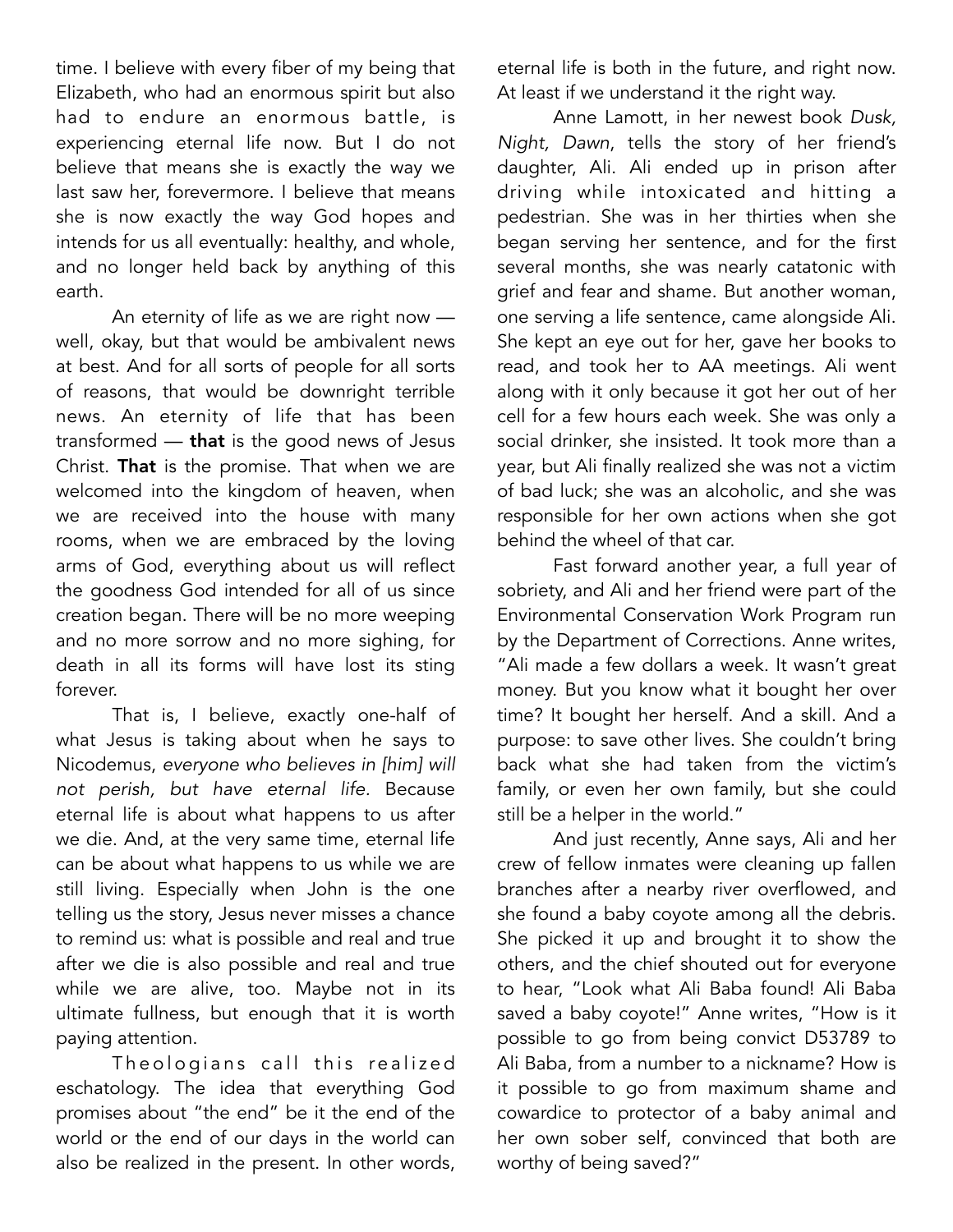time. I believe with every fiber of my being that Elizabeth, who had an enormous spirit but also had to endure an enormous battle, is experiencing eternal life now. But I do not believe that means she is exactly the way we last saw her, forevermore. I believe that means she is now exactly the way God hopes and intends for us all eventually: healthy, and whole, and no longer held back by anything of this earth.

An eternity of life as we are right now — well, okay, but that would be ambivalent news at best. And for all sorts of people for all sorts of reasons, that would be downright terrible news. An eternity of life that has been transformed — **that** is the good news of Jesus Christ. **That** is the promise. That when we are welcomed into the kingdom of heaven, when we are received into the house with many rooms, when we are embraced by the loving arms of God, everything about us will reflect the goodness God intended for all of us since creation began. There will be no more weeping and no more sorrow and no more sighing, for death in all its forms will have lost its sting forever.

That is, I believe, exactly one-half of what Jesus is taking about when he says to Nicodemus, *everyone who believes in [him] will not perish, but have eternal life.* Because eternal life is about what happens to us after we die. And, at the very same time, eternal life can be about what happens to us while we are still living. Especially when John is the one telling us the story, Jesus never misses a chance to remind us: what is possible and real and true after we die is also possible and real and true while we are alive, too. Maybe not in its ultimate fullness, but enough that it is worth paying attention.

Theologians call this realized eschatology. The idea that everything God promises about "the end" be it the end of the world or the end of our days in the world can also be realized in the present. In other words, eternal life is both in the future, and right now. At least if we understand it the right way.

Anne Lamott, in her newest book *Dusk, Night, Dawn*, tells the story of her friend's daughter, Ali. Ali ended up in prison after driving while intoxicated and hitting a pedestrian. She was in her thirties when she began serving her sentence, and for the first several months, she was nearly catatonic with grief and fear and shame. But another woman, one serving a life sentence, came alongside Ali. She kept an eye out for her, gave her books to read, and took her to AA meetings. Ali went along with it only because it got her out of her cell for a few hours each week. She was only a social drinker, she insisted. It took more than a year, but Ali finally realized she was not a victim of bad luck; she was an alcoholic, and she was responsible for her own actions when she got behind the wheel of that car.

Fast forward another year, a full year of sobriety, and Ali and her friend were part of the Environmental Conservation Work Program run by the Department of Corrections. Anne writes, "Ali made a few dollars a week. It wasn't great money. But you know what it bought her over time? It bought her herself. And a skill. And a purpose: to save other lives. She couldn't bring back what she had taken from the victim's family, or even her own family, but she could still be a helper in the world."

And just recently, Anne says, Ali and her crew of fellow inmates were cleaning up fallen branches after a nearby river overflowed, and she found a baby coyote among all the debris. She picked it up and brought it to show the others, and the chief shouted out for everyone to hear, "Look what Ali Baba found! Ali Baba saved a baby coyote!" Anne writes, "How is it possible to go from being convict D53789 to Ali Baba, from a number to a nickname? How is it possible to go from maximum shame and cowardice to protector of a baby animal and her own sober self, convinced that both are worthy of being saved?"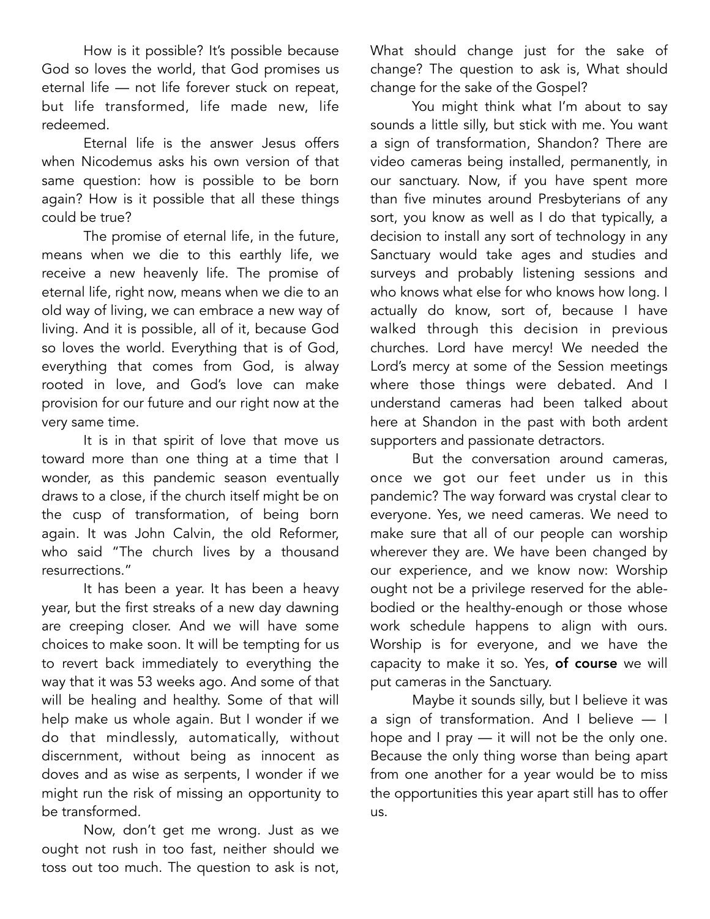How is it possible? It's possible because God so loves the world, that God promises us eternal life — not life forever stuck on repeat, but life transformed, life made new, life redeemed.

Eternal life is the answer Jesus offers when Nicodemus asks his own version of that same question: how is possible to be born again? How is it possible that all these things could be true?

The promise of eternal life, in the future, means when we die to this earthly life, we receive a new heavenly life. The promise of eternal life, right now, means when we die to an old way of living, we can embrace a new way of living. And it is possible, all of it, because God so loves the world. Everything that is of God, everything that comes from God, is alway rooted in love, and God's love can make provision for our future and our right now at the very same time.

It is in that spirit of love that move us toward more than one thing at a time that I wonder, as this pandemic season eventually draws to a close, if the church itself might be on the cusp of transformation, of being born again. It was John Calvin, the old Reformer, who said "The church lives by a thousand resurrections."

It has been a year. It has been a heavy year, but the first streaks of a new day dawning are creeping closer. And we will have some choices to make soon. It will be tempting for us to revert back immediately to everything the way that it was 53 weeks ago. And some of that will be healing and healthy. Some of that will help make us whole again. But I wonder if we do that mindlessly, automatically, without discernment, without being as innocent as doves and as wise as serpents, I wonder if we might run the risk of missing an opportunity to be transformed.

Now, don't get me wrong. Just as we ought not rush in too fast, neither should we toss out too much. The question to ask is not, What should change just for the sake of change? The question to ask is, What should change for the sake of the Gospel?

You might think what I'm about to say sounds a little silly, but stick with me. You want a sign of transformation, Shandon? There are video cameras being installed, permanently, in our sanctuary. Now, if you have spent more than five minutes around Presbyterians of any sort, you know as well as I do that typically, a decision to install any sort of technology in any Sanctuary would take ages and studies and surveys and probably listening sessions and who knows what else for who knows how long. I actually do know, sort of, because I have walked through this decision in previous churches. Lord have mercy! We needed the Lord's mercy at some of the Session meetings where those things were debated. And I understand cameras had been talked about here at Shandon in the past with both ardent supporters and passionate detractors.

But the conversation around cameras, once we got our feet under us in this pandemic? The way forward was crystal clear to everyone. Yes, we need cameras. We need to make sure that all of our people can worship wherever they are. We have been changed by our experience, and we know now: Worship ought not be a privilege reserved for the able-bodied or the healthy-enough or those whose work schedule happens to align with ours. Worship is for everyone, and we have the capacity to make it so. Yes, **of course** we will put cameras in the Sanctuary.

Maybe it sounds silly, but I believe it was a sign of transformation. And I believe — I hope and I pray — it will not be the only one. Because the only thing worse than being apart from one another for a year would be to miss the opportunities this year apart still has to offer us.